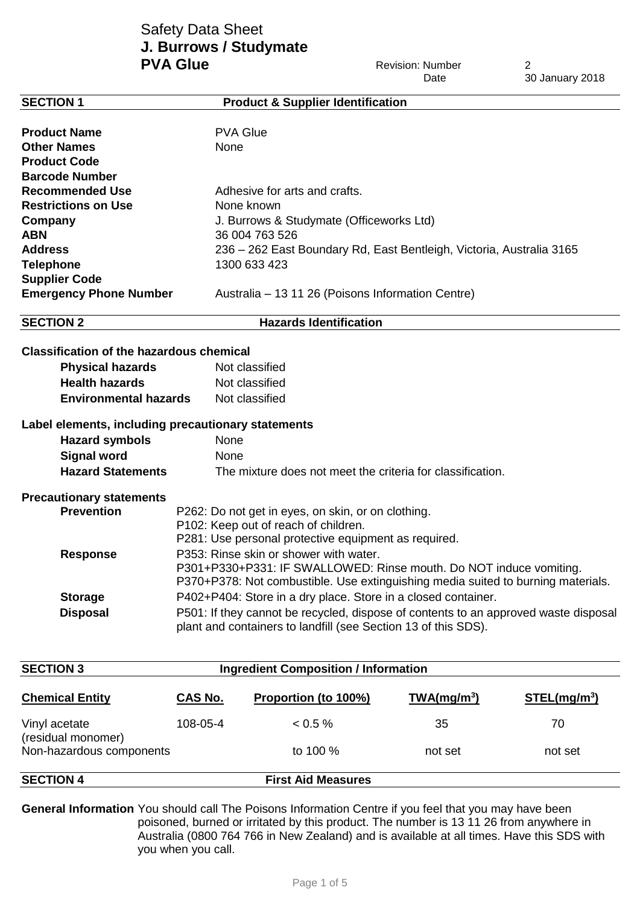# Safety Data Sheet
# J. Burrows / Studymate
# PVA Glue

Revision: Number 2
Date 30 January 2018

## SECTION 1 Product & Supplier Identification

| | |
|---|---|
| **Product Name** | PVA Glue |
| **Other Names** | None |
| **Product Code** | |
| **Barcode Number** | |
| **Recommended Use** | Adhesive for arts and crafts. |
| **Restrictions on Use** | None known |
| **Company** | J. Burrows & Studymate (Officeworks Ltd) |
| **ABN** | 36 004 763 526 |
| **Address** | 236 – 262 East Boundary Rd, East Bentleigh, Victoria, Australia 3165 |
| **Telephone** | 1300 633 423 |
| **Supplier Code** | |
| **Emergency Phone Number** | Australia – 13 11 26 (Poisons Information Centre) |

## SECTION 2 Hazards Identification

**Classification of the hazardous chemical**

| | |
|---|---|
| **Physical hazards** | Not classified |
| **Health hazards** | Not classified |
| **Environmental hazards** | Not classified |

**Label elements, including precautionary statements**

| | |
|---|---|
| **Hazard symbols** | None |
| **Signal word** | None |
| **Hazard Statements** | The mixture does not meet the criteria for classification. |

**Precautionary statements**

**Prevention**
P262: Do not get in eyes, on skin, or on clothing.
P102: Keep out of reach of children.
P281: Use personal protective equipment as required.

**Response**
P353: Rinse skin or shower with water.
P301+P330+P331: IF SWALLOWED: Rinse mouth. Do NOT induce vomiting.
P370+P378: Not combustible. Use extinguishing media suited to burning materials.

**Storage**
P402+P404: Store in a dry place. Store in a closed container.

**Disposal**
P501: If they cannot be recycled, dispose of contents to an approved waste disposal plant and containers to landfill (see Section 13 of this SDS).

## SECTION 3 Ingredient Composition / Information

| Chemical Entity | CAS No. | Proportion (to 100%) | TWA(mg/m$^3$) | STEL(mg/m$^3$) |
|---|---|---|---|---|
| Vinyl acetate (residual monomer) | 108-05-4 | < 0.5 % | 35 | 70 |
| Non-hazardous components | | to 100 % | not set | not set |

## SECTION 4 First Aid Measures

**General Information** You should call The Poisons Information Centre if you feel that you may have been poisoned, burned or irritated by this product. The number is 13 11 26 from anywhere in Australia (0800 764 766 in New Zealand) and is available at all times. Have this SDS with you when you call.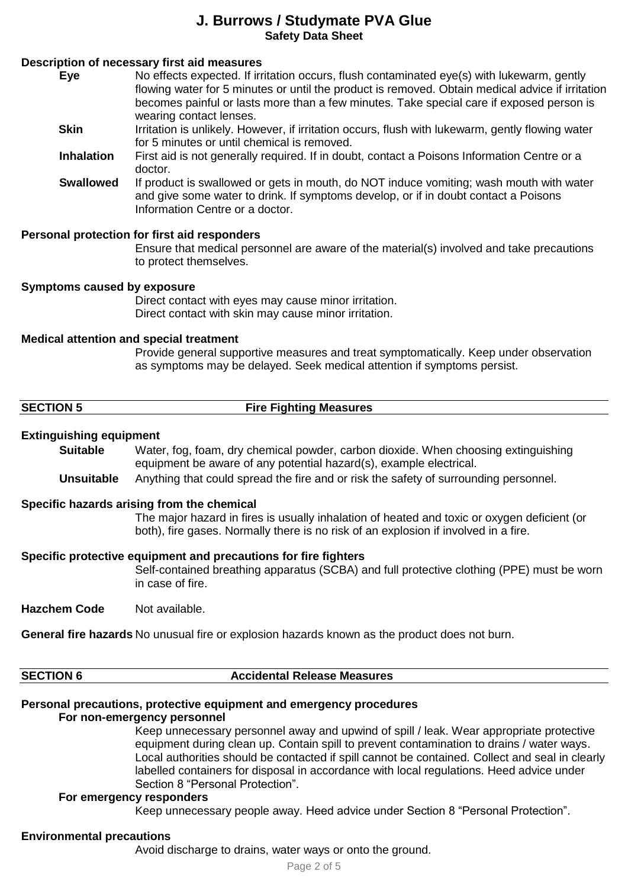# J. Burrows / Studymate PVA Glue

**Safety Data Sheet**

### Description of necessary first aid measures

**Eye** No effects expected. If irritation occurs, flush contaminated eye(s) with lukewarm, gently flowing water for 5 minutes or until the product is removed. Obtain medical advice if irritation becomes painful or lasts more than a few minutes. Take special care if exposed person is wearing contact lenses.

**Skin** Irritation is unlikely. However, if irritation occurs, flush with lukewarm, gently flowing water for 5 minutes or until chemical is removed.

**Inhalation** First aid is not generally required. If in doubt, contact a Poisons Information Centre or a doctor.

**Swallowed** If product is swallowed or gets in mouth, do NOT induce vomiting; wash mouth with water and give some water to drink. If symptoms develop, or if in doubt contact a Poisons Information Centre or a doctor.

### Personal protection for first aid responders

Ensure that medical personnel are aware of the material(s) involved and take precautions to protect themselves.

### Symptoms caused by exposure

Direct contact with eyes may cause minor irritation.
Direct contact with skin may cause minor irritation.

### Medical attention and special treatment

Provide general supportive measures and treat symptomatically. Keep under observation as symptoms may be delayed. Seek medical attention if symptoms persist.

## SECTION 5 Fire Fighting Measures

### Extinguishing equipment

**Suitable** Water, fog, foam, dry chemical powder, carbon dioxide. When choosing extinguishing equipment be aware of any potential hazard(s), example electrical.

**Unsuitable** Anything that could spread the fire and or risk the safety of surrounding personnel.

### Specific hazards arising from the chemical

The major hazard in fires is usually inhalation of heated and toxic or oxygen deficient (or both), fire gases. Normally there is no risk of an explosion if involved in a fire.

### Specific protective equipment and precautions for fire fighters

Self-contained breathing apparatus (SCBA) and full protective clothing (PPE) must be worn in case of fire.

**Hazchem Code** Not available.

**General fire hazards** No unusual fire or explosion hazards known as the product does not burn.

## SECTION 6 Accidental Release Measures

### Personal precautions, protective equipment and emergency procedures

**For non-emergency personnel**

Keep unnecessary personnel away and upwind of spill / leak. Wear appropriate protective equipment during clean up. Contain spill to prevent contamination to drains / water ways. Local authorities should be contacted if spill cannot be contained. Collect and seal in clearly labelled containers for disposal in accordance with local regulations. Heed advice under Section 8 "Personal Protection".

**For emergency responders**

Keep unnecessary people away. Heed advice under Section 8 "Personal Protection".

### Environmental precautions

Avoid discharge to drains, water ways or onto the ground.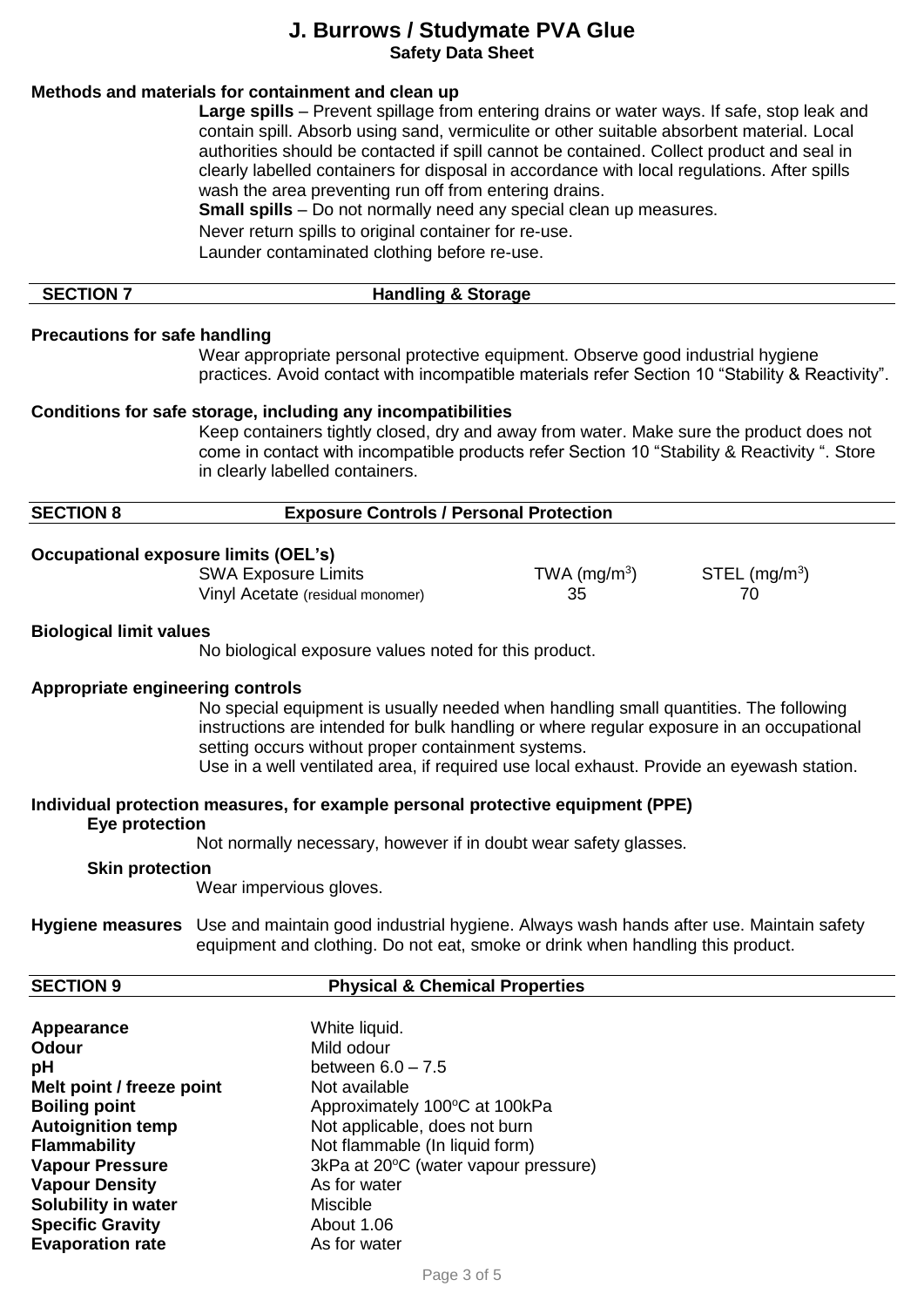**Methods and materials for containment and clean up**

**Large spills** – Prevent spillage from entering drains or water ways. If safe, stop leak and contain spill. Absorb using sand, vermiculite or other suitable absorbent material. Local authorities should be contacted if spill cannot be contained. Collect product and seal in clearly labelled containers for disposal in accordance with local regulations. After spills wash the area preventing run off from entering drains.

**Small spills** – Do not normally need any special clean up measures.

Never return spills to original container for re-use.

Launder contaminated clothing before re-use.

## SECTION 7 Handling & Storage

**Precautions for safe handling**

Wear appropriate personal protective equipment. Observe good industrial hygiene practices. Avoid contact with incompatible materials refer Section 10 "Stability & Reactivity".

**Conditions for safe storage, including any incompatibilities**

Keep containers tightly closed, dry and away from water. Make sure the product does not come in contact with incompatible products refer Section 10 "Stability & Reactivity ". Store in clearly labelled containers.

## SECTION 8 Exposure Controls / Personal Protection

**Occupational exposure limits (OEL's)**

| SWA Exposure Limits | TWA (mg/m$^3$) | STEL (mg/m$^3$) |
|---|---|---|
| Vinyl Acetate (residual monomer) | 35 | 70 |

**Biological limit values**

No biological exposure values noted for this product.

**Appropriate engineering controls**

No special equipment is usually needed when handling small quantities. The following instructions are intended for bulk handling or where regular exposure in an occupational setting occurs without proper containment systems.

Use in a well ventilated area, if required use local exhaust. Provide an eyewash station.

**Individual protection measures, for example personal protective equipment (PPE)**

**Eye protection**

Not normally necessary, however if in doubt wear safety glasses.

**Skin protection**

Wear impervious gloves.

**Hygiene measures** Use and maintain good industrial hygiene. Always wash hands after use. Maintain safety equipment and clothing. Do not eat, smoke or drink when handling this product.

## SECTION 9 Physical & Chemical Properties

| | |
|---|---|
| **Appearance** | White liquid. |
| **Odour** | Mild odour |
| **pH** | between 6.0 – 7.5 |
| **Melt point / freeze point** | Not available |
| **Boiling point** | Approximately 100°C at 100kPa |
| **Autoignition temp** | Not applicable, does not burn |
| **Flammability** | Not flammable (In liquid form) |
| **Vapour Pressure** | 3kPa at 20°C (water vapour pressure) |
| **Vapour Density** | As for water |
| **Solubility in water** | Miscible |
| **Specific Gravity** | About 1.06 |
| **Evaporation rate** | As for water |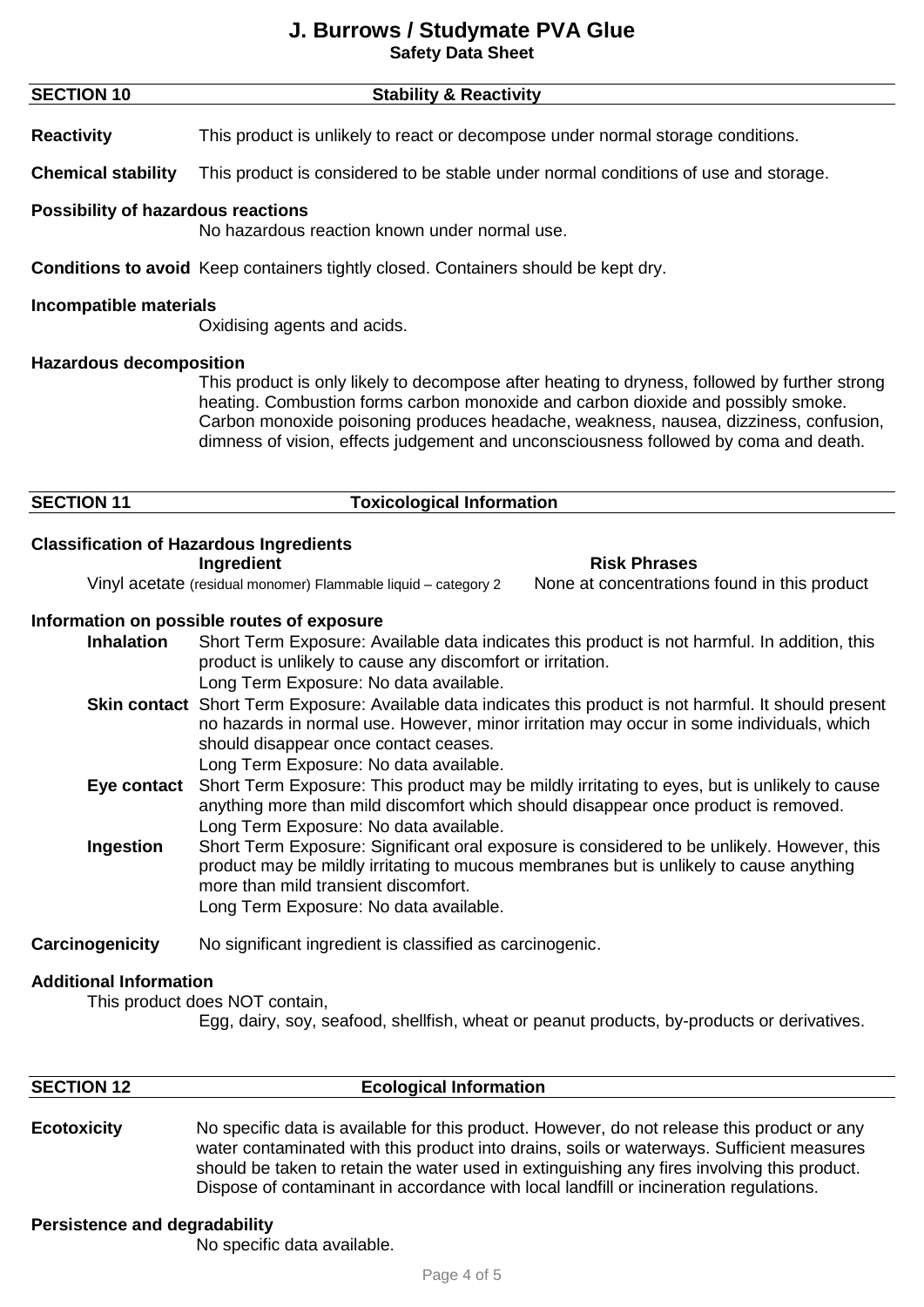## SECTION 10 Stability & Reactivity

**Reactivity** This product is unlikely to react or decompose under normal storage conditions.

**Chemical stability** This product is considered to be stable under normal conditions of use and storage.

**Possibility of hazardous reactions**
No hazardous reaction known under normal use.

**Conditions to avoid** Keep containers tightly closed. Containers should be kept dry.

**Incompatible materials**
Oxidising agents and acids.

**Hazardous decomposition**
This product is only likely to decompose after heating to dryness, followed by further strong heating. Combustion forms carbon monoxide and carbon dioxide and possibly smoke. Carbon monoxide poisoning produces headache, weakness, nausea, dizziness, confusion, dimness of vision, effects judgement and unconsciousness followed by coma and death.

## SECTION 11 Toxicological Information

**Classification of Hazardous Ingredients**

| Ingredient | Risk Phrases |
|---|---|
| Vinyl acetate (residual monomer) Flammable liquid – category 2 | None at concentrations found in this product |

**Information on possible routes of exposure**

**Inhalation** Short Term Exposure: Available data indicates this product is not harmful. In addition, this product is unlikely to cause any discomfort or irritation.
Long Term Exposure: No data available.

**Skin contact** Short Term Exposure: Available data indicates this product is not harmful. It should present no hazards in normal use. However, minor irritation may occur in some individuals, which should disappear once contact ceases.
Long Term Exposure: No data available.

**Eye contact** Short Term Exposure: This product may be mildly irritating to eyes, but is unlikely to cause anything more than mild discomfort which should disappear once product is removed.
Long Term Exposure: No data available.

**Ingestion** Short Term Exposure: Significant oral exposure is considered to be unlikely. However, this product may be mildly irritating to mucous membranes but is unlikely to cause anything more than mild transient discomfort.
Long Term Exposure: No data available.

**Carcinogenicity** No significant ingredient is classified as carcinogenic.

**Additional Information**
This product does NOT contain,
Egg, dairy, soy, seafood, shellfish, wheat or peanut products, by-products or derivatives.

## SECTION 12 Ecological Information

**Ecotoxicity** No specific data is available for this product. However, do not release this product or any water contaminated with this product into drains, soils or waterways. Sufficient measures should be taken to retain the water used in extinguishing any fires involving this product. Dispose of contaminant in accordance with local landfill or incineration regulations.

**Persistence and degradability**
No specific data available.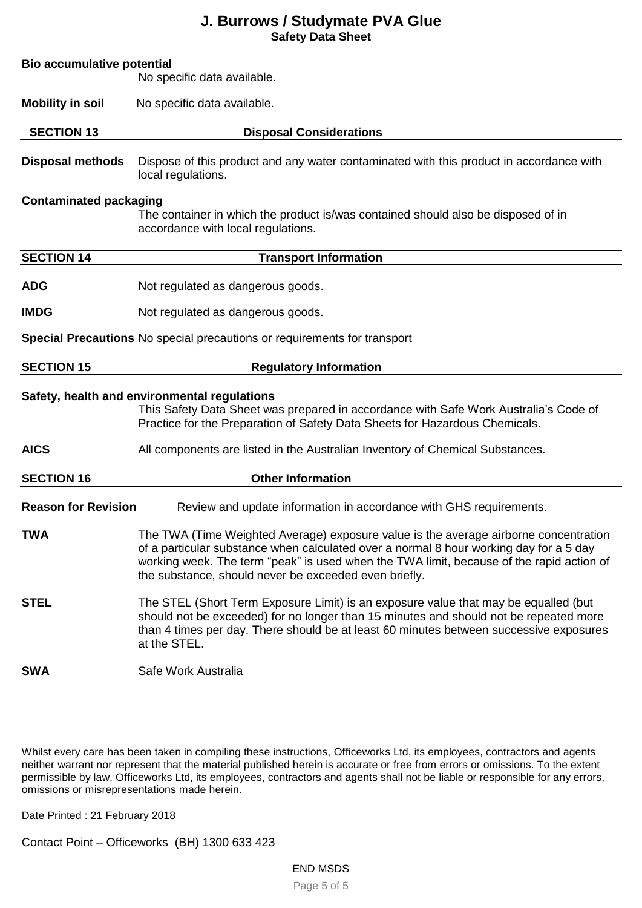**Bio accumulative potential**
No specific data available.

**Mobility in soil** No specific data available.

## SECTION 13 Disposal Considerations

**Disposal methods** Dispose of this product and any water contaminated with this product in accordance with local regulations.

**Contaminated packaging**
The container in which the product is/was contained should also be disposed of in accordance with local regulations.

## SECTION 14 Transport Information

**ADG** Not regulated as dangerous goods.

**IMDG** Not regulated as dangerous goods.

**Special Precautions** No special precautions or requirements for transport

## SECTION 15 Regulatory Information

**Safety, health and environmental regulations**
This Safety Data Sheet was prepared in accordance with Safe Work Australia's Code of Practice for the Preparation of Safety Data Sheets for Hazardous Chemicals.

**AICS** All components are listed in the Australian Inventory of Chemical Substances.

## SECTION 16 Other Information

**Reason for Revision** Review and update information in accordance with GHS requirements.

**TWA** The TWA (Time Weighted Average) exposure value is the average airborne concentration of a particular substance when calculated over a normal 8 hour working day for a 5 day working week. The term "peak" is used when the TWA limit, because of the rapid action of the substance, should never be exceeded even briefly.

**STEL** The STEL (Short Term Exposure Limit) is an exposure value that may be equalled (but should not be exceeded) for no longer than 15 minutes and should not be repeated more than 4 times per day. There should be at least 60 minutes between successive exposures at the STEL.

**SWA** Safe Work Australia

Whilst every care has been taken in compiling these instructions, Officeworks Ltd, its employees, contractors and agents neither warrant nor represent that the material published herein is accurate or free from errors or omissions. To the extent permissible by law, Officeworks Ltd, its employees, contractors and agents shall not be liable or responsible for any errors, omissions or misrepresentations made herein.

Date Printed : 21 February 2018

Contact Point – Officeworks (BH) 1300 633 423

END MSDS